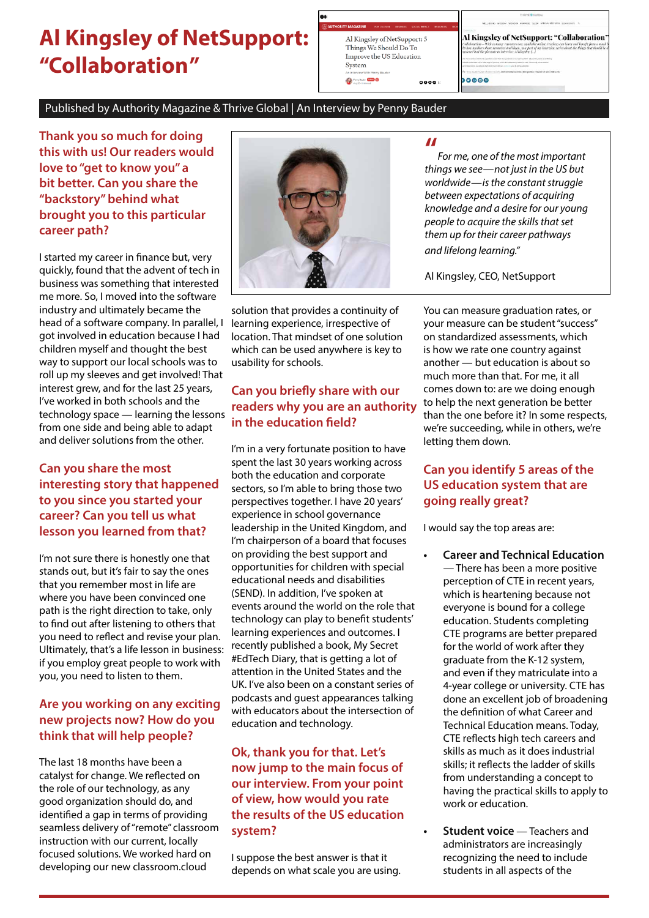# Al Kingsley of NetSupport: "Collaboration"

Published by Authority Magazine & Thrive Global | An Interview by Penny Bauder

> *For me, one of the most important things we see—not just in the US but worldwide—is the constant struggle between expectations of acquiring knowledge and a desire for our young people to acquire the skills that set them up for their career pathways and lifelong learning."*
>
> Al Kingsley, CEO, NetSupport

## Thank you so much for doing this with us! Our readers would love to "get to know you" a bit better. Can you share the "backstory" behind what brought you to this particular career path?

I started my career in finance but, very quickly, found that the advent of tech in business was something that interested me more. So, I moved into the software industry and ultimately became the head of a software company. In parallel, I got involved in education because I had children myself and thought the best way to support our local schools was to roll up my sleeves and get involved! That interest grew, and for the last 25 years, I've worked in both schools and the technology space — learning the lessons from one side and being able to adapt and deliver solutions from the other.

## Can you share the most interesting story that happened to you since you started your career? Can you tell us what lesson you learned from that?

I'm not sure there is honestly one that stands out, but it's fair to say the ones that you remember most in life are where you have been convinced one path is the right direction to take, only to find out after listening to others that you need to reflect and revise your plan. Ultimately, that's a life lesson in business: if you employ great people to work with you, you need to listen to them.

## Are you working on any exciting new projects now? How do you think that will help people?

The last 18 months have been a catalyst for change. We reflected on the role of our technology, as any good organization should do, and identified a gap in terms of providing seamless delivery of "remote" classroom instruction with our current, locally focused solutions. We worked hard on developing our new classroom.cloud solution that provides a continuity of learning experience, irrespective of location. That mindset of one solution which can be used anywhere is key to usability for schools.

## Can you briefly share with our readers why you are an authority in the education field?

I'm in a very fortunate position to have spent the last 30 years working across both the education and corporate sectors, so I'm able to bring those two perspectives together. I have 20 years' experience in school governance leadership in the United Kingdom, and I'm chairperson of a board that focuses on providing the best support and opportunities for children with special educational needs and disabilities (SEND). In addition, I've spoken at events around the world on the role that technology can play to benefit students' learning experiences and outcomes. I recently published a book, My Secret #EdTech Diary, that is getting a lot of attention in the United States and the UK. I've also been on a constant series of podcasts and guest appearances talking with educators about the intersection of education and technology.

## Ok, thank you for that. Let's now jump to the main focus of our interview. From your point of view, how would you rate the results of the US education system?

I suppose the best answer is that it depends on what scale you are using. You can measure graduation rates, or your measure can be student "success" on standardized assessments, which is how we rate one country against another — but education is so much more than that. For me, it all comes down to: are we doing enough to help the next generation be better than the one before it? In some respects, we're succeeding, while in others, we're letting them down.

## Can you identify 5 areas of the US education system that are going really great?

I would say the top areas are:

- **Career and Technical Education** — There has been a more positive perception of CTE in recent years, which is heartening because not everyone is bound for a college education. Students completing CTE programs are better prepared for the world of work after they graduate from the K-12 system, and even if they matriculate into a 4-year college or university. CTE has done an excellent job of broadening the definition of what Career and Technical Education means. Today, CTE reflects high tech careers and skills as much as it does industrial skills; it reflects the ladder of skills from understanding a concept to having the practical skills to apply to work or education.
- **Student voice** — Teachers and administrators are increasingly recognizing the need to include students in all aspects of the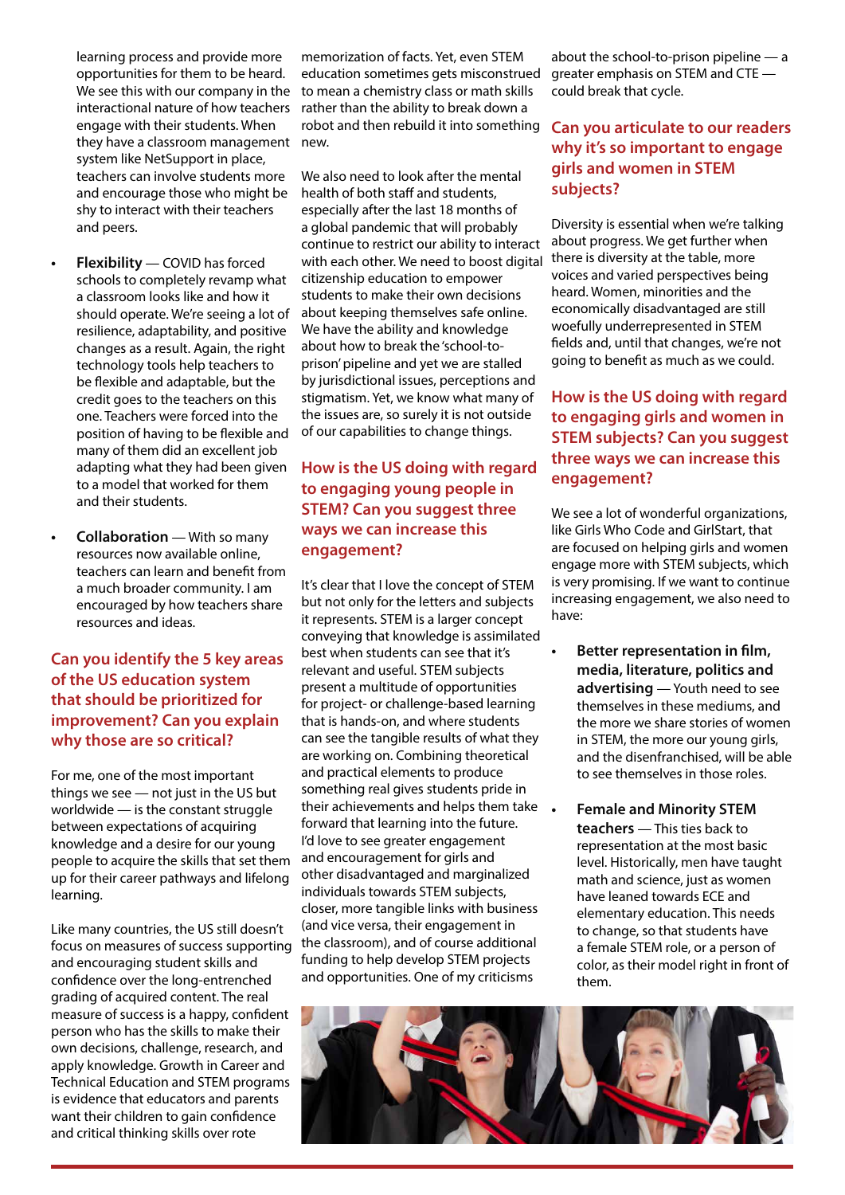learning process and provide more opportunities for them to be heard. We see this with our company in the interactional nature of how teachers engage with their students. When they have a classroom management system like NetSupport in place, teachers can involve students more and encourage those who might be shy to interact with their teachers and peers.

- **Flexibility** — COVID has forced schools to completely revamp what a classroom looks like and how it should operate. We're seeing a lot of resilience, adaptability, and positive changes as a result. Again, the right technology tools help teachers to be flexible and adaptable, but the credit goes to the teachers on this one. Teachers were forced into the position of having to be flexible and many of them did an excellent job adapting what they had been given to a model that worked for them and their students.

- **Collaboration** — With so many resources now available online, teachers can learn and benefit from a much broader community. I am encouraged by how teachers share resources and ideas.

## Can you identify the 5 key areas of the US education system that should be prioritized for improvement? Can you explain why those are so critical?

For me, one of the most important things we see — not just in the US but worldwide — is the constant struggle between expectations of acquiring knowledge and a desire for our young people to acquire the skills that set them up for their career pathways and lifelong learning.

Like many countries, the US still doesn't focus on measures of success supporting and encouraging student skills and confidence over the long-entrenched grading of acquired content. The real measure of success is a happy, confident person who has the skills to make their own decisions, challenge, research, and apply knowledge. Growth in Career and Technical Education and STEM programs is evidence that educators and parents want their children to gain confidence and critical thinking skills over rote memorization of facts. Yet, even STEM education sometimes gets misconstrued to mean a chemistry class or math skills rather than the ability to break down a robot and then rebuild it into something new.

We also need to look after the mental health of both staff and students, especially after the last 18 months of a global pandemic that will probably continue to restrict our ability to interact with each other. We need to boost digital citizenship education to empower students to make their own decisions about keeping themselves safe online. We have the ability and knowledge about how to break the 'school-to-prison' pipeline and yet we are stalled by jurisdictional issues, perceptions and stigmatism. Yet, we know what many of the issues are, so surely it is not outside of our capabilities to change things.

## How is the US doing with regard to engaging young people in STEM? Can you suggest three ways we can increase this engagement?

It's clear that I love the concept of STEM but not only for the letters and subjects it represents. STEM is a larger concept conveying that knowledge is assimilated best when students can see that it's relevant and useful. STEM subjects present a multitude of opportunities for project- or challenge-based learning that is hands-on, and where students can see the tangible results of what they are working on. Combining theoretical and practical elements to produce something real gives students pride in their achievements and helps them take forward that learning into the future. I'd love to see greater engagement and encouragement for girls and other disadvantaged and marginalized individuals towards STEM subjects, closer, more tangible links with business (and vice versa, their engagement in the classroom), and of course additional funding to help develop STEM projects and opportunities. One of my criticisms about the school-to-prison pipeline — a greater emphasis on STEM and CTE — could break that cycle.

## Can you articulate to our readers why it's so important to engage girls and women in STEM subjects?

Diversity is essential when we're talking about progress. We get further when there is diversity at the table, more voices and varied perspectives being heard. Women, minorities and the economically disadvantaged are still woefully underrepresented in STEM fields and, until that changes, we're not going to benefit as much as we could.

## How is the US doing with regard to engaging girls and women in STEM subjects? Can you suggest three ways we can increase this engagement?

We see a lot of wonderful organizations, like Girls Who Code and GirlStart, that are focused on helping girls and women engage more with STEM subjects, which is very promising. If we want to continue increasing engagement, we also need to have:

- **Better representation in film, media, literature, politics and advertising** — Youth need to see themselves in these mediums, and the more we share stories of women in STEM, the more our young girls, and the disenfranchised, will be able to see themselves in those roles.

- **Female and Minority STEM teachers** — This ties back to representation at the most basic level. Historically, men have taught math and science, just as women have leaned towards ECE and elementary education. This needs to change, so that students have a female STEM role, or a person of color, as their model right in front of them.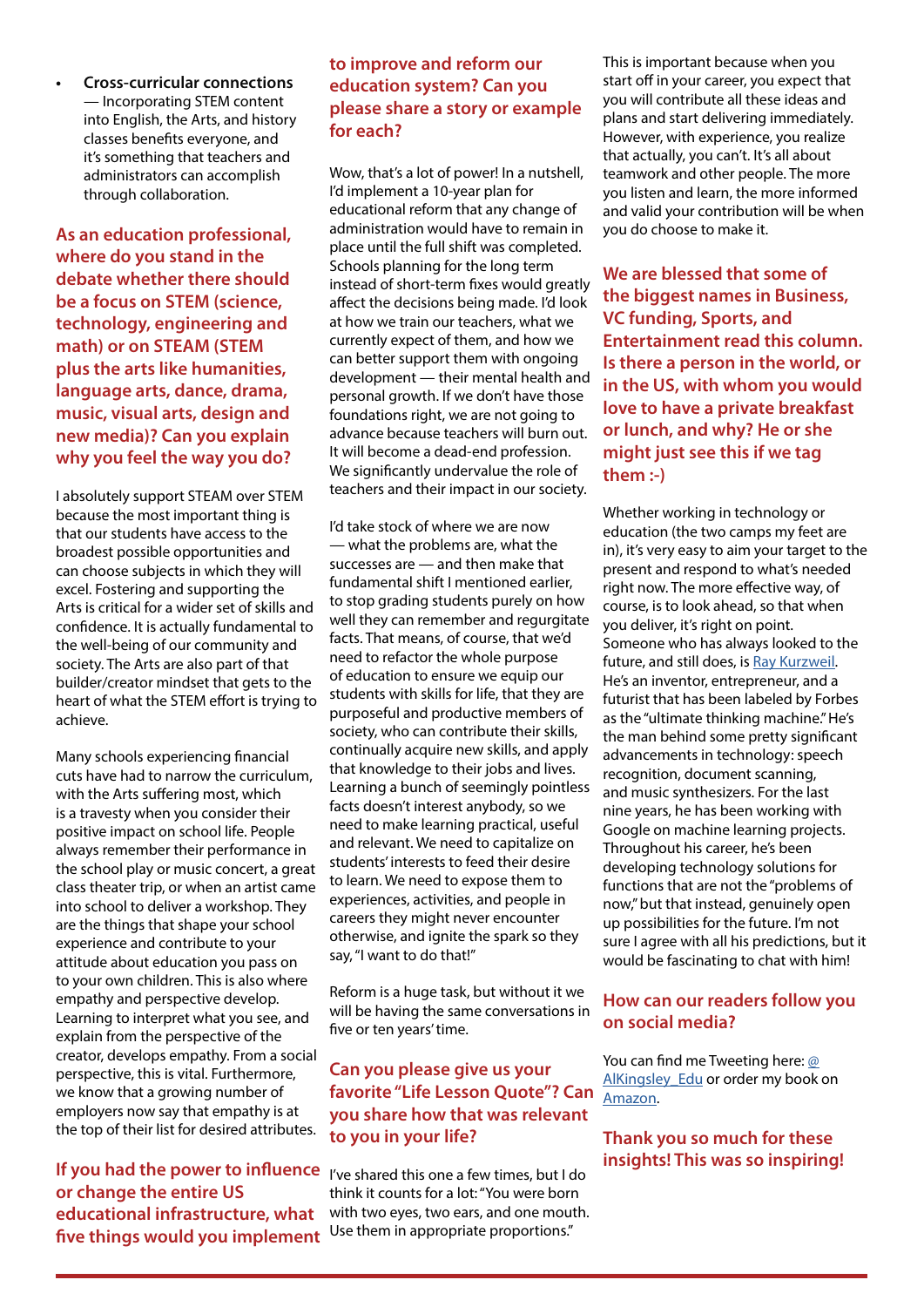- **Cross-curricular connections** — Incorporating STEM content into English, the Arts, and history classes benefits everyone, and it's something that teachers and administrators can accomplish through collaboration.

## As an education professional, where do you stand in the debate whether there should be a focus on STEM (science, technology, engineering and math) or on STEAM (STEM plus the arts like humanities, language arts, dance, drama, music, visual arts, design and new media)? Can you explain why you feel the way you do?

I absolutely support STEAM over STEM because the most important thing is that our students have access to the broadest possible opportunities and can choose subjects in which they will excel. Fostering and supporting the Arts is critical for a wider set of skills and confidence. It is actually fundamental to the well-being of our community and society. The Arts are also part of that builder/creator mindset that gets to the heart of what the STEM effort is trying to achieve.

Many schools experiencing financial cuts have had to narrow the curriculum, with the Arts suffering most, which is a travesty when you consider their positive impact on school life. People always remember their performance in the school play or music concert, a great class theater trip, or when an artist came into school to deliver a workshop. They are the things that shape your school experience and contribute to your attitude about education you pass on to your own children. This is also where empathy and perspective develop. Learning to interpret what you see, and explain from the perspective of the creator, develops empathy. From a social perspective, this is vital. Furthermore, we know that a growing number of employers now say that empathy is at the top of their list for desired attributes.

## If you had the power to influence or change the entire US educational infrastructure, what five things would you implement to improve and reform our education system? Can you please share a story or example for each?

Wow, that's a lot of power! In a nutshell, I'd implement a 10-year plan for educational reform that any change of administration would have to remain in place until the full shift was completed. Schools planning for the long term instead of short-term fixes would greatly affect the decisions being made. I'd look at how we train our teachers, what we currently expect of them, and how we can better support them with ongoing development — their mental health and personal growth. If we don't have those foundations right, we are not going to advance because teachers will burn out. It will become a dead-end profession. We significantly undervalue the role of teachers and their impact in our society.

I'd take stock of where we are now — what the problems are, what the successes are — and then make that fundamental shift I mentioned earlier, to stop grading students purely on how well they can remember and regurgitate facts. That means, of course, that we'd need to refactor the whole purpose of education to ensure we equip our students with skills for life, that they are purposeful and productive members of society, who can contribute their skills, continually acquire new skills, and apply that knowledge to their jobs and lives. Learning a bunch of seemingly pointless facts doesn't interest anybody, so we need to make learning practical, useful and relevant. We need to capitalize on students' interests to feed their desire to learn. We need to expose them to experiences, activities, and people in careers they might never encounter otherwise, and ignite the spark so they say, "I want to do that!"

Reform is a huge task, but without it we will be having the same conversations in five or ten years' time.

## Can you please give us your favorite "Life Lesson Quote"? Can you share how that was relevant to you in your life?

I've shared this one a few times, but I do think it counts for a lot: "You were born with two eyes, two ears, and one mouth. Use them in appropriate proportions."

This is important because when you start off in your career, you expect that you will contribute all these ideas and plans and start delivering immediately. However, with experience, you realize that actually, you can't. It's all about teamwork and other people. The more you listen and learn, the more informed and valid your contribution will be when you do choose to make it.

## We are blessed that some of the biggest names in Business, VC funding, Sports, and Entertainment read this column. Is there a person in the world, or in the US, with whom you would love to have a private breakfast or lunch, and why? He or she might just see this if we tag them :-)

Whether working in technology or education (the two camps my feet are in), it's very easy to aim your target to the present and respond to what's needed right now. The more effective way, of course, is to look ahead, so that when you deliver, it's right on point. Someone who has always looked to the future, and still does, is Ray Kurzweil. He's an inventor, entrepreneur, and a futurist that has been labeled by Forbes as the "ultimate thinking machine." He's the man behind some pretty significant advancements in technology: speech recognition, document scanning, and music synthesizers. For the last nine years, he has been working with Google on machine learning projects. Throughout his career, he's been developing technology solutions for functions that are not the "problems of now," but that instead, genuinely open up possibilities for the future. I'm not sure I agree with all his predictions, but it would be fascinating to chat with him!

## How can our readers follow you on social media?

You can find me Tweeting here: @AlKingsley_Edu or order my book on Amazon.

## Thank you so much for these insights! This was so inspiring!